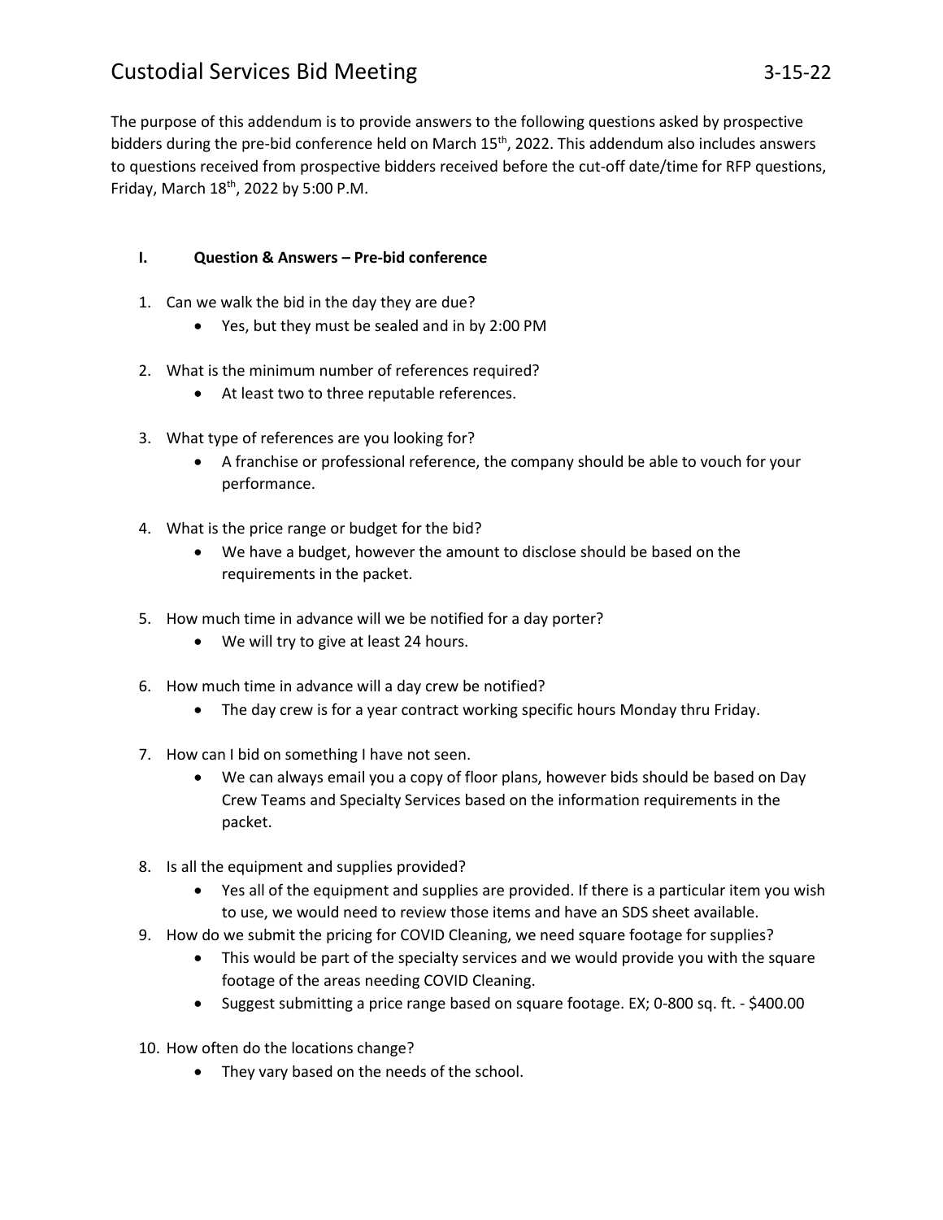# Custodial Services Bid Meeting 3-15-22

The purpose of this addendum is to provide answers to the following questions asked by prospective bidders during the pre-bid conference held on March 15th, 2022. This addendum also includes answers to questions received from prospective bidders received before the cut-off date/time for RFP questions, Friday, March 18th, 2022 by 5:00 P.M.

## I. Question & Answers – Pre-bid conference

1. Can we walk the bid in the day they are due?
   - Yes, but they must be sealed and in by 2:00 PM
2. What is the minimum number of references required?
   - At least two to three reputable references.
3. What type of references are you looking for?
   - A franchise or professional reference, the company should be able to vouch for your performance.
4. What is the price range or budget for the bid?
   - We have a budget, however the amount to disclose should be based on the requirements in the packet.
5. How much time in advance will we be notified for a day porter?
   - We will try to give at least 24 hours.
6. How much time in advance will a day crew be notified?
   - The day crew is for a year contract working specific hours Monday thru Friday.
7. How can I bid on something I have not seen.
   - We can always email you a copy of floor plans, however bids should be based on Day Crew Teams and Specialty Services based on the information requirements in the packet.
8. Is all the equipment and supplies provided?
   - Yes all of the equipment and supplies are provided. If there is a particular item you wish to use, we would need to review those items and have an SDS sheet available.
9. How do we submit the pricing for COVID Cleaning, we need square footage for supplies?
   - This would be part of the specialty services and we would provide you with the square footage of the areas needing COVID Cleaning.
   - Suggest submitting a price range based on square footage. EX; 0-800 sq. ft. - $400.00
10. How often do the locations change?
    - They vary based on the needs of the school.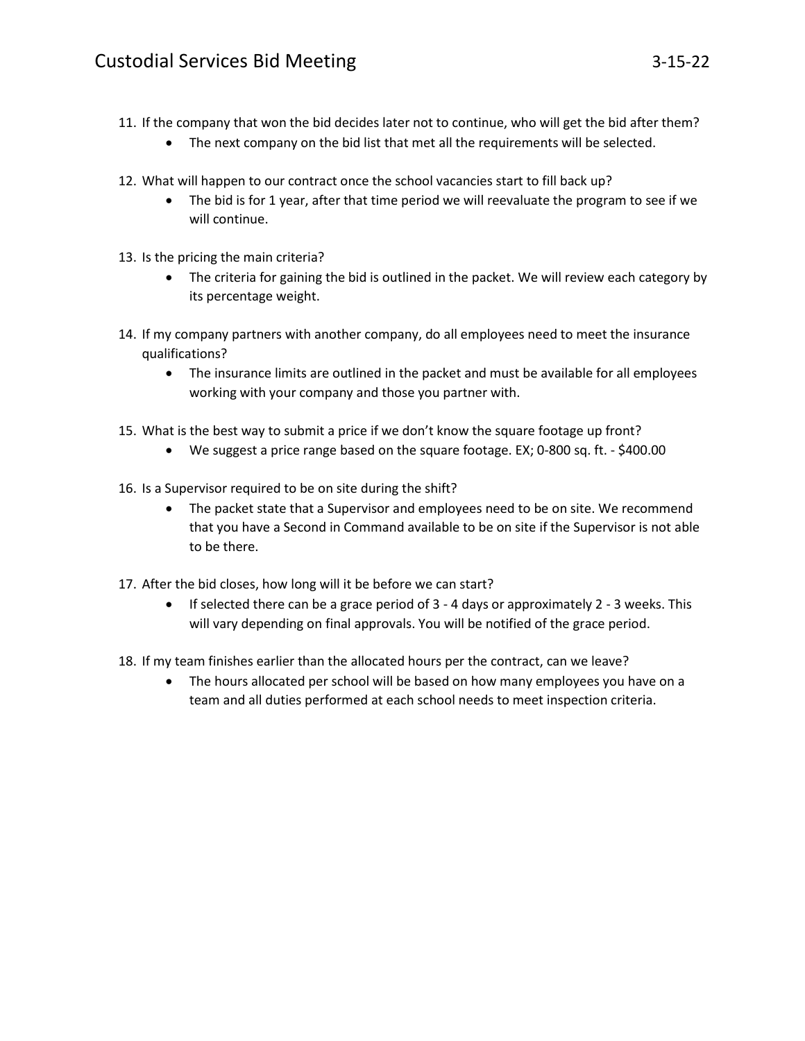11. If the company that won the bid decides later not to continue, who will get the bid after them?
    - The next company on the bid list that met all the requirements will be selected.

12. What will happen to our contract once the school vacancies start to fill back up?
    - The bid is for 1 year, after that time period we will reevaluate the program to see if we will continue.

13. Is the pricing the main criteria?
    - The criteria for gaining the bid is outlined in the packet. We will review each category by its percentage weight.

14. If my company partners with another company, do all employees need to meet the insurance qualifications?
    - The insurance limits are outlined in the packet and must be available for all employees working with your company and those you partner with.

15. What is the best way to submit a price if we don't know the square footage up front?
    - We suggest a price range based on the square footage. EX; 0-800 sq. ft. - $400.00

16. Is a Supervisor required to be on site during the shift?
    - The packet state that a Supervisor and employees need to be on site. We recommend that you have a Second in Command available to be on site if the Supervisor is not able to be there.

17. After the bid closes, how long will it be before we can start?
    - If selected there can be a grace period of 3 - 4 days or approximately 2 - 3 weeks. This will vary depending on final approvals. You will be notified of the grace period.

18. If my team finishes earlier than the allocated hours per the contract, can we leave?
    - The hours allocated per school will be based on how many employees you have on a team and all duties performed at each school needs to meet inspection criteria.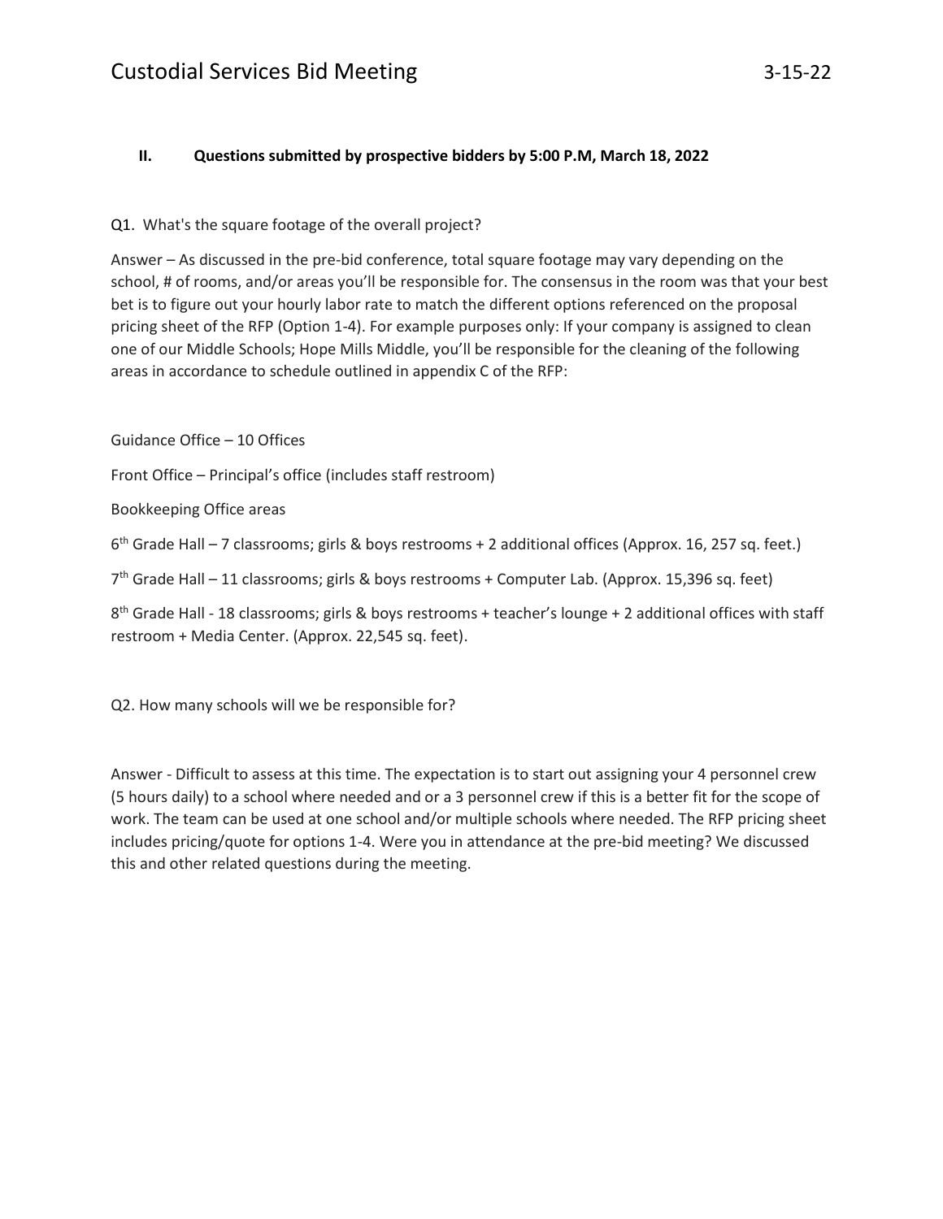# Custodial Services Bid Meeting 3-15-22

## II. Questions submitted by prospective bidders by 5:00 P.M, March 18, 2022

Q1. What's the square footage of the overall project?

Answer – As discussed in the pre-bid conference, total square footage may vary depending on the school, # of rooms, and/or areas you'll be responsible for. The consensus in the room was that your best bet is to figure out your hourly labor rate to match the different options referenced on the proposal pricing sheet of the RFP (Option 1-4). For example purposes only: If your company is assigned to clean one of our Middle Schools; Hope Mills Middle, you'll be responsible for the cleaning of the following areas in accordance to schedule outlined in appendix C of the RFP:

Guidance Office – 10 Offices

Front Office – Principal's office (includes staff restroom)

Bookkeeping Office areas

6th Grade Hall – 7 classrooms; girls & boys restrooms + 2 additional offices (Approx. 16, 257 sq. feet.)

7th Grade Hall – 11 classrooms; girls & boys restrooms + Computer Lab. (Approx. 15,396 sq. feet)

8th Grade Hall - 18 classrooms; girls & boys restrooms + teacher's lounge + 2 additional offices with staff restroom + Media Center. (Approx. 22,545 sq. feet).

Q2. How many schools will we be responsible for?

Answer - Difficult to assess at this time. The expectation is to start out assigning your 4 personnel crew (5 hours daily) to a school where needed and or a 3 personnel crew if this is a better fit for the scope of work. The team can be used at one school and/or multiple schools where needed. The RFP pricing sheet includes pricing/quote for options 1-4. Were you in attendance at the pre-bid meeting? We discussed this and other related questions during the meeting.